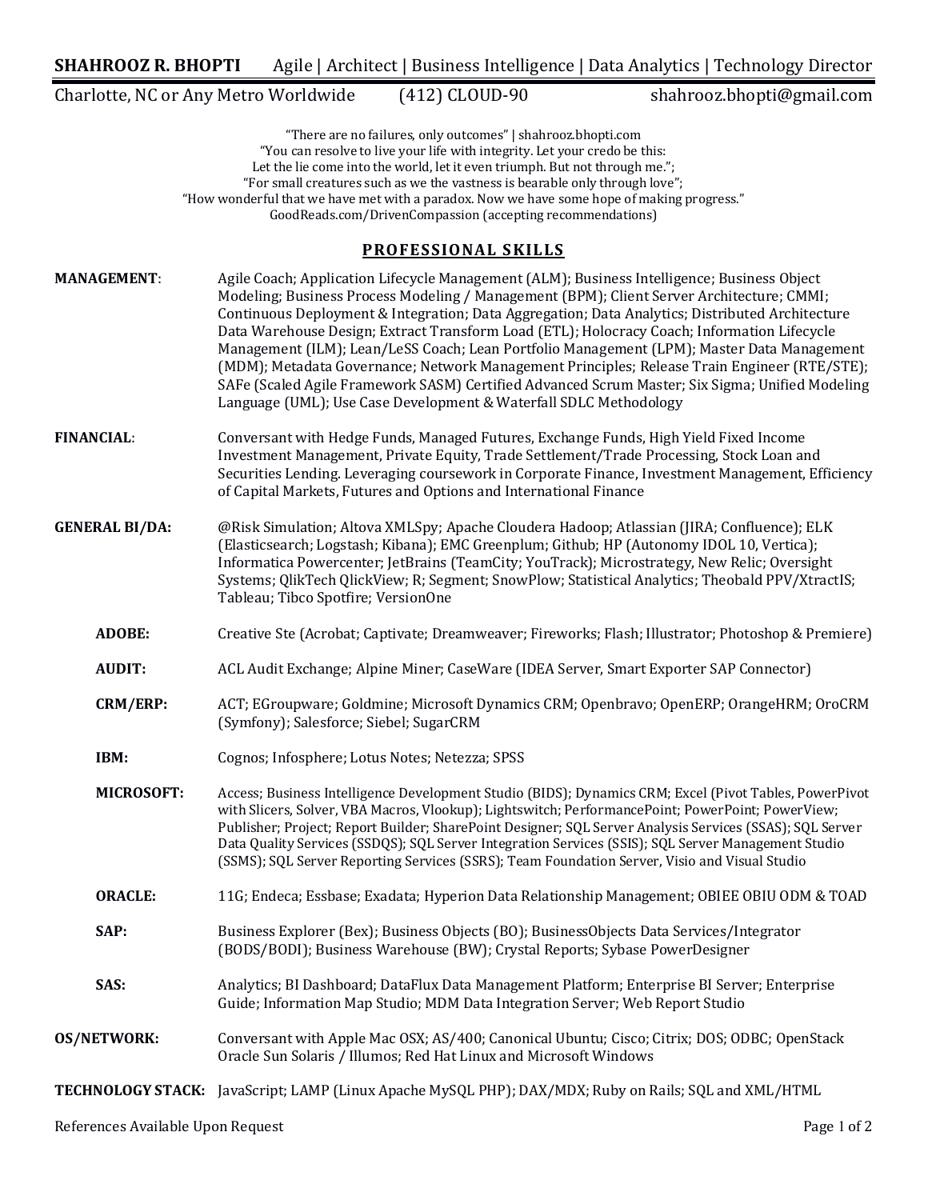# SHAHROOZ R. BHOPTI

Agile | Architect | Business Intelligence | Data Analytics | Technology Director

Charlotte, NC or Any Metro Worldwide (412) CLOUD-90 shahrooz.bhopti@gmail.com

"There are no failures, only outcomes" | shahrooz.bhopti.com
"You can resolve to live your life with integrity. Let your credo be this:
Let the lie come into the world, let it even triumph. But not through me.";
"For small creatures such as we the vastness is bearable only through love";
"How wonderful that we have met with a paradox. Now we have some hope of making progress."
GoodReads.com/DrivenCompassion (accepting recommendations)

## PROFESSIONAL SKILLS

**MANAGEMENT**: Agile Coach; Application Lifecycle Management (ALM); Business Intelligence; Business Object Modeling; Business Process Modeling / Management (BPM); Client Server Architecture; CMMI; Continuous Deployment & Integration; Data Aggregation; Data Analytics; Distributed Architecture Data Warehouse Design; Extract Transform Load (ETL); Holocracy Coach; Information Lifecycle Management (ILM); Lean/LeSS Coach; Lean Portfolio Management (LPM); Master Data Management (MDM); Metadata Governance; Network Management Principles; Release Train Engineer (RTE/STE); SAFe (Scaled Agile Framework SASM) Certified Advanced Scrum Master; Six Sigma; Unified Modeling Language (UML); Use Case Development & Waterfall SDLC Methodology

**FINANCIAL**: Conversant with Hedge Funds, Managed Futures, Exchange Funds, High Yield Fixed Income Investment Management, Private Equity, Trade Settlement/Trade Processing, Stock Loan and Securities Lending. Leveraging coursework in Corporate Finance, Investment Management, Efficiency of Capital Markets, Futures and Options and International Finance

**GENERAL BI/DA:** @Risk Simulation; Altova XMLSpy; Apache Cloudera Hadoop; Atlassian (JIRA; Confluence); ELK (Elasticsearch; Logstash; Kibana); EMC Greenplum; Github; HP (Autonomy IDOL 10, Vertica); Informatica Powercenter; JetBrains (TeamCity; YouTrack); Microstrategy, New Relic; Oversight Systems; QlikTech QlickView; R; Segment; SnowPlow; Statistical Analytics; Theobald PPV/XtractIS; Tableau; Tibco Spotfire; VersionOne

- **ADOBE:** Creative Ste (Acrobat; Captivate; Dreamweaver; Fireworks; Flash; Illustrator; Photoshop & Premiere)
- **AUDIT:** ACL Audit Exchange; Alpine Miner; CaseWare (IDEA Server, Smart Exporter SAP Connector)
- **CRM/ERP:** ACT; EGroupware; Goldmine; Microsoft Dynamics CRM; Openbravo; OpenERP; OrangeHRM; OroCRM (Symfony); Salesforce; Siebel; SugarCRM
- **IBM:** Cognos; Infosphere; Lotus Notes; Netezza; SPSS
- **MICROSOFT:** Access; Business Intelligence Development Studio (BIDS); Dynamics CRM; Excel (Pivot Tables, PowerPivot with Slicers, Solver, VBA Macros, Vlookup); Lightswitch; PerformancePoint; PowerPoint; PowerView; Publisher; Project; Report Builder; SharePoint Designer; SQL Server Analysis Services (SSAS); SQL Server Data Quality Services (SSDQS); SQL Server Integration Services (SSIS); SQL Server Management Studio (SSMS); SQL Server Reporting Services (SSRS); Team Foundation Server, Visio and Visual Studio
- **ORACLE:** 11G; Endeca; Essbase; Exadata; Hyperion Data Relationship Management; OBIEE OBIU ODM & TOAD
- **SAP:** Business Explorer (Bex); Business Objects (BO); BusinessObjects Data Services/Integrator (BODS/BODI); Business Warehouse (BW); Crystal Reports; Sybase PowerDesigner
- **SAS:** Analytics; BI Dashboard; DataFlux Data Management Platform; Enterprise BI Server; Enterprise Guide; Information Map Studio; MDM Data Integration Server; Web Report Studio

**OS/NETWORK:** Conversant with Apple Mac OSX; AS/400; Canonical Ubuntu; Cisco; Citrix; DOS; ODBC; OpenStack Oracle Sun Solaris / Illumos; Red Hat Linux and Microsoft Windows

**TECHNOLOGY STACK:** JavaScript; LAMP (Linux Apache MySQL PHP); DAX/MDX; Ruby on Rails; SQL and XML/HTML

References Available Upon Request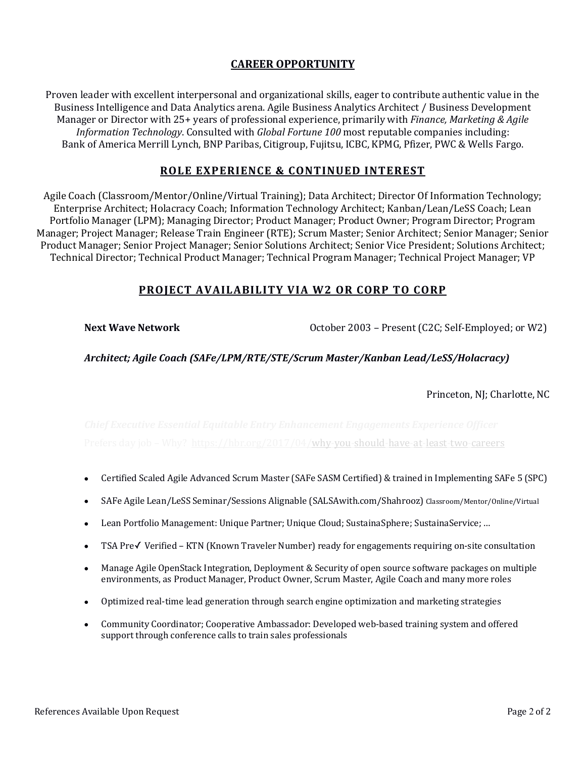## CAREER OPPORTUNITY

Proven leader with excellent interpersonal and organizational skills, eager to contribute authentic value in the Business Intelligence and Data Analytics arena. Agile Business Analytics Architect / Business Development Manager or Director with 25+ years of professional experience, primarily with *Finance, Marketing & Agile Information Technology*. Consulted with *Global Fortune 100* most reputable companies including: Bank of America Merrill Lynch, BNP Paribas, Citigroup, Fujitsu, ICBC, KPMG, Pfizer, PWC & Wells Fargo.

## ROLE EXPERIENCE & CONTINUED INTEREST

Agile Coach (Classroom/Mentor/Online/Virtual Training); Data Architect; Director Of Information Technology; Enterprise Architect; Holacracy Coach; Information Technology Architect; Kanban/Lean/LeSS Coach; Lean Portfolio Manager (LPM); Managing Director; Product Manager; Product Owner; Program Director; Program Manager; Project Manager; Release Train Engineer (RTE); Scrum Master; Senior Architect; Senior Manager; Senior Product Manager; Senior Project Manager; Senior Solutions Architect; Senior Vice President; Solutions Architect; Technical Director; Technical Product Manager; Technical Program Manager; Technical Project Manager; VP

## PROJECT AVAILABILITY VIA W2 OR CORP TO CORP

**Next Wave Network** October 2003 – Present (C2C; Self-Employed; or W2)

***Architect; Agile Coach (SAFe/LPM/RTE/STE/Scrum Master/Kanban Lead/LeSS/Holacracy)***

Princeton, NJ; Charlotte, NC

*Chief Executive Essential Equitable Entry Enhancement Engagements Experience Officer*

Prefers day job – Why? https://hbr.org/2017/04/why-you-should-have-at-least-two-careers

- Certified Scaled Agile Advanced Scrum Master (SAFe SASM Certified) & trained in Implementing SAFe 5 (SPC)
- SAFe Agile Lean/LeSS Seminar/Sessions Alignable (SALSAwith.com/Shahrooz) Classroom/Mentor/Online/Virtual
- Lean Portfolio Management: Unique Partner; Unique Cloud; SustainaSphere; SustainaService; …
- TSA Pre✓ Verified – KTN (Known Traveler Number) ready for engagements requiring on-site consultation
- Manage Agile OpenStack Integration, Deployment & Security of open source software packages on multiple environments, as Product Manager, Product Owner, Scrum Master, Agile Coach and many more roles
- Optimized real-time lead generation through search engine optimization and marketing strategies
- Community Coordinator; Cooperative Ambassador: Developed web-based training system and offered support through conference calls to train sales professionals